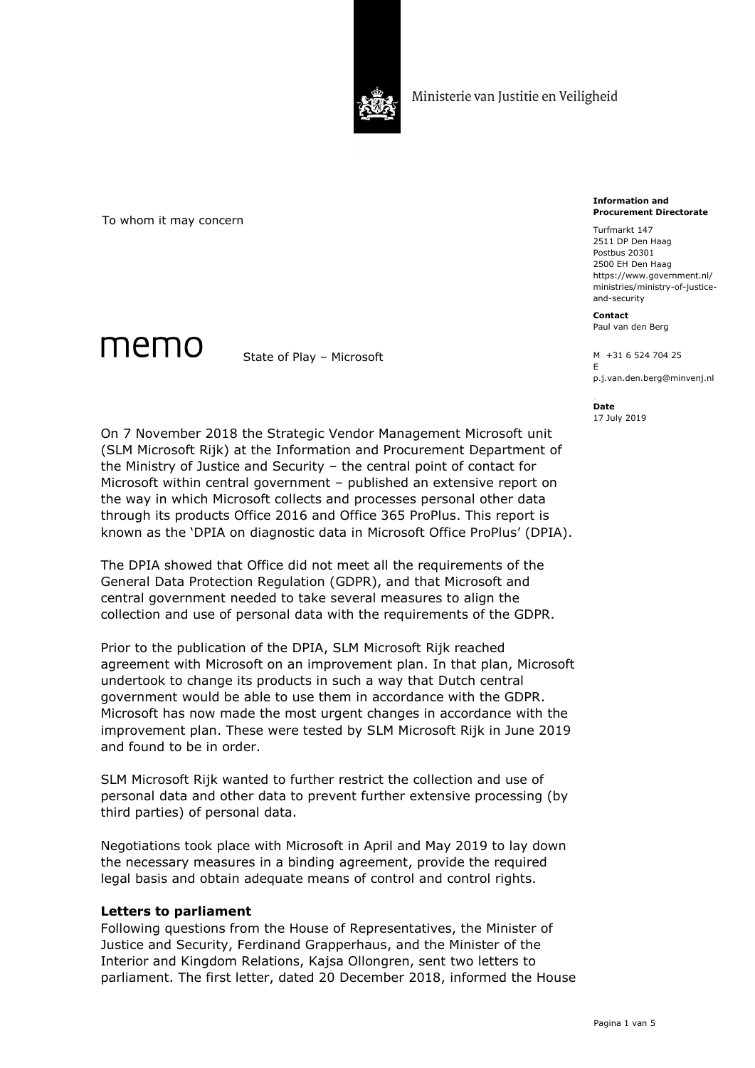Ministerie van Justitie en Veiligheid

**Information and Procurement Directorate**

Turfmarkt 147
2511 DP Den Haag
Postbus 20301
2500 EH Den Haag
https://www.government.nl/ministries/ministry-of-justice-and-security

**Contact**
Paul van den Berg

M +31 6 524 704 25
E p.j.van.den.berg@minvenj.nl

**Date**
17 July 2019

To whom it may concern

# memo

State of Play – Microsoft

On 7 November 2018 the Strategic Vendor Management Microsoft unit (SLM Microsoft Rijk) at the Information and Procurement Department of the Ministry of Justice and Security – the central point of contact for Microsoft within central government – published an extensive report on the way in which Microsoft collects and processes personal other data through its products Office 2016 and Office 365 ProPlus. This report is known as the 'DPIA on diagnostic data in Microsoft Office ProPlus' (DPIA).

The DPIA showed that Office did not meet all the requirements of the General Data Protection Regulation (GDPR), and that Microsoft and central government needed to take several measures to align the collection and use of personal data with the requirements of the GDPR.

Prior to the publication of the DPIA, SLM Microsoft Rijk reached agreement with Microsoft on an improvement plan. In that plan, Microsoft undertook to change its products in such a way that Dutch central government would be able to use them in accordance with the GDPR. Microsoft has now made the most urgent changes in accordance with the improvement plan. These were tested by SLM Microsoft Rijk in June 2019 and found to be in order.

SLM Microsoft Rijk wanted to further restrict the collection and use of personal data and other data to prevent further extensive processing (by third parties) of personal data.

Negotiations took place with Microsoft in April and May 2019 to lay down the necessary measures in a binding agreement, provide the required legal basis and obtain adequate means of control and control rights.

**Letters to parliament**

Following questions from the House of Representatives, the Minister of Justice and Security, Ferdinand Grapperhaus, and the Minister of the Interior and Kingdom Relations, Kajsa Ollongren, sent two letters to parliament. The first letter, dated 20 December 2018, informed the House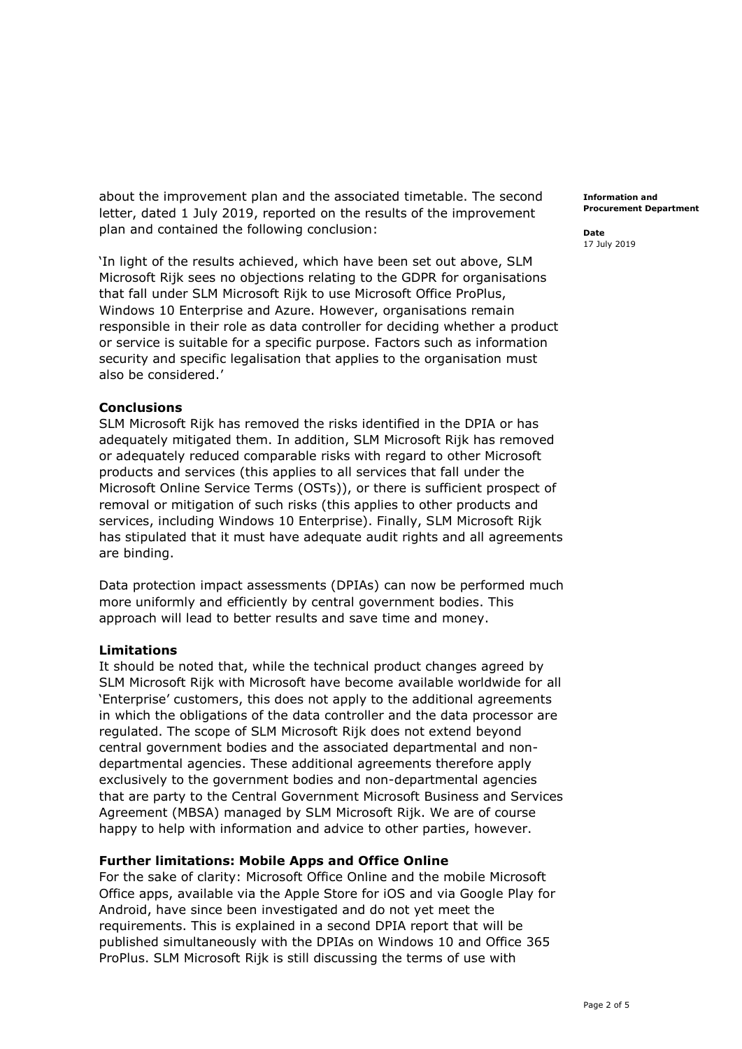about the improvement plan and the associated timetable. The second letter, dated 1 July 2019, reported on the results of the improvement plan and contained the following conclusion:

'In light of the results achieved, which have been set out above, SLM Microsoft Rijk sees no objections relating to the GDPR for organisations that fall under SLM Microsoft Rijk to use Microsoft Office ProPlus, Windows 10 Enterprise and Azure. However, organisations remain responsible in their role as data controller for deciding whether a product or service is suitable for a specific purpose. Factors such as information security and specific legalisation that applies to the organisation must also be considered.'

**Conclusions**

SLM Microsoft Rijk has removed the risks identified in the DPIA or has adequately mitigated them. In addition, SLM Microsoft Rijk has removed or adequately reduced comparable risks with regard to other Microsoft products and services (this applies to all services that fall under the Microsoft Online Service Terms (OSTs)), or there is sufficient prospect of removal or mitigation of such risks (this applies to other products and services, including Windows 10 Enterprise). Finally, SLM Microsoft Rijk has stipulated that it must have adequate audit rights and all agreements are binding.

Data protection impact assessments (DPIAs) can now be performed much more uniformly and efficiently by central government bodies. This approach will lead to better results and save time and money.

**Limitations**

It should be noted that, while the technical product changes agreed by SLM Microsoft Rijk with Microsoft have become available worldwide for all 'Enterprise' customers, this does not apply to the additional agreements in which the obligations of the data controller and the data processor are regulated. The scope of SLM Microsoft Rijk does not extend beyond central government bodies and the associated departmental and non-departmental agencies. These additional agreements therefore apply exclusively to the government bodies and non-departmental agencies that are party to the Central Government Microsoft Business and Services Agreement (MBSA) managed by SLM Microsoft Rijk. We are of course happy to help with information and advice to other parties, however.

**Further limitations: Mobile Apps and Office Online**

For the sake of clarity: Microsoft Office Online and the mobile Microsoft Office apps, available via the Apple Store for iOS and via Google Play for Android, have since been investigated and do not yet meet the requirements. This is explained in a second DPIA report that will be published simultaneously with the DPIAs on Windows 10 and Office 365 ProPlus. SLM Microsoft Rijk is still discussing the terms of use with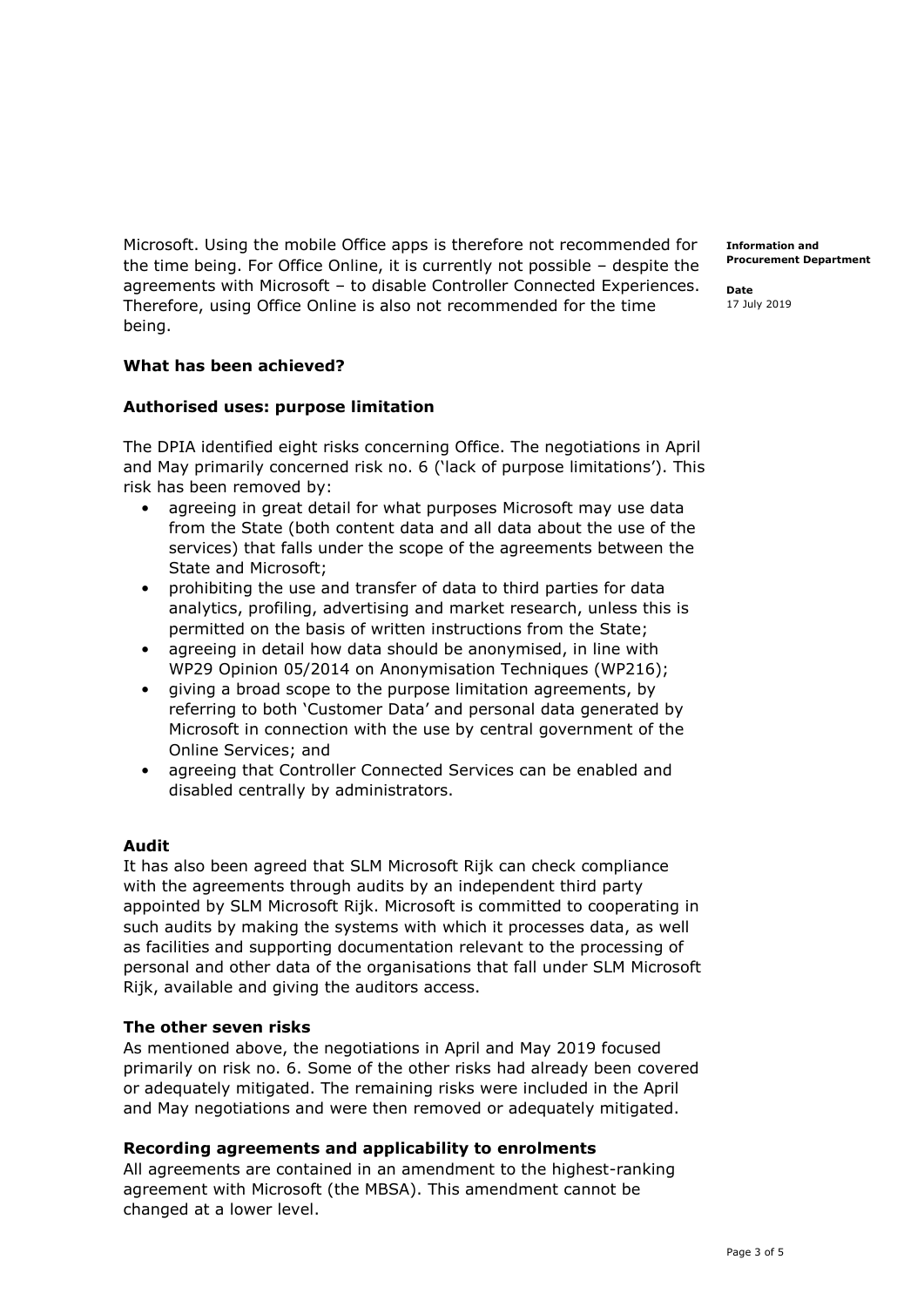Microsoft. Using the mobile Office apps is therefore not recommended for the time being. For Office Online, it is currently not possible – despite the agreements with Microsoft – to disable Controller Connected Experiences. Therefore, using Office Online is also not recommended for the time being.

**What has been achieved?**

**Authorised uses: purpose limitation**

The DPIA identified eight risks concerning Office. The negotiations in April and May primarily concerned risk no. 6 ('lack of purpose limitations'). This risk has been removed by:

- agreeing in great detail for what purposes Microsoft may use data from the State (both content data and all data about the use of the services) that falls under the scope of the agreements between the State and Microsoft;
- prohibiting the use and transfer of data to third parties for data analytics, profiling, advertising and market research, unless this is permitted on the basis of written instructions from the State;
- agreeing in detail how data should be anonymised, in line with WP29 Opinion 05/2014 on Anonymisation Techniques (WP216);
- giving a broad scope to the purpose limitation agreements, by referring to both 'Customer Data' and personal data generated by Microsoft in connection with the use by central government of the Online Services; and
- agreeing that Controller Connected Services can be enabled and disabled centrally by administrators.

**Audit**

It has also been agreed that SLM Microsoft Rijk can check compliance with the agreements through audits by an independent third party appointed by SLM Microsoft Rijk. Microsoft is committed to cooperating in such audits by making the systems with which it processes data, as well as facilities and supporting documentation relevant to the processing of personal and other data of the organisations that fall under SLM Microsoft Rijk, available and giving the auditors access.

**The other seven risks**

As mentioned above, the negotiations in April and May 2019 focused primarily on risk no. 6. Some of the other risks had already been covered or adequately mitigated. The remaining risks were included in the April and May negotiations and were then removed or adequately mitigated.

**Recording agreements and applicability to enrolments**

All agreements are contained in an amendment to the highest-ranking agreement with Microsoft (the MBSA). This amendment cannot be changed at a lower level.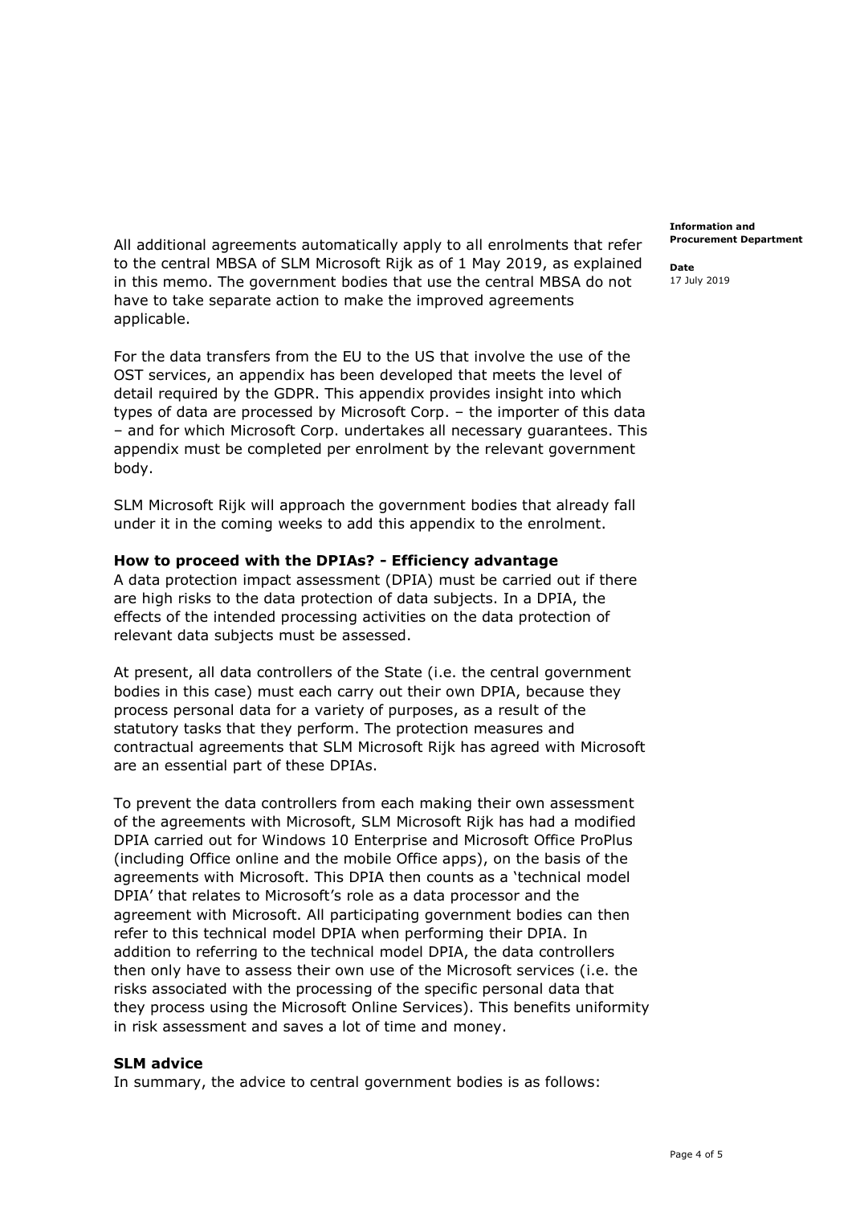All additional agreements automatically apply to all enrolments that refer to the central MBSA of SLM Microsoft Rijk as of 1 May 2019, as explained in this memo. The government bodies that use the central MBSA do not have to take separate action to make the improved agreements applicable.

For the data transfers from the EU to the US that involve the use of the OST services, an appendix has been developed that meets the level of detail required by the GDPR. This appendix provides insight into which types of data are processed by Microsoft Corp. – the importer of this data – and for which Microsoft Corp. undertakes all necessary guarantees. This appendix must be completed per enrolment by the relevant government body.

SLM Microsoft Rijk will approach the government bodies that already fall under it in the coming weeks to add this appendix to the enrolment.

**How to proceed with the DPIAs? - Efficiency advantage**

A data protection impact assessment (DPIA) must be carried out if there are high risks to the data protection of data subjects. In a DPIA, the effects of the intended processing activities on the data protection of relevant data subjects must be assessed.

At present, all data controllers of the State (i.e. the central government bodies in this case) must each carry out their own DPIA, because they process personal data for a variety of purposes, as a result of the statutory tasks that they perform. The protection measures and contractual agreements that SLM Microsoft Rijk has agreed with Microsoft are an essential part of these DPIAs.

To prevent the data controllers from each making their own assessment of the agreements with Microsoft, SLM Microsoft Rijk has had a modified DPIA carried out for Windows 10 Enterprise and Microsoft Office ProPlus (including Office online and the mobile Office apps), on the basis of the agreements with Microsoft. This DPIA then counts as a 'technical model DPIA' that relates to Microsoft's role as a data processor and the agreement with Microsoft. All participating government bodies can then refer to this technical model DPIA when performing their DPIA. In addition to referring to the technical model DPIA, the data controllers then only have to assess their own use of the Microsoft services (i.e. the risks associated with the processing of the specific personal data that they process using the Microsoft Online Services). This benefits uniformity in risk assessment and saves a lot of time and money.

**SLM advice**

In summary, the advice to central government bodies is as follows: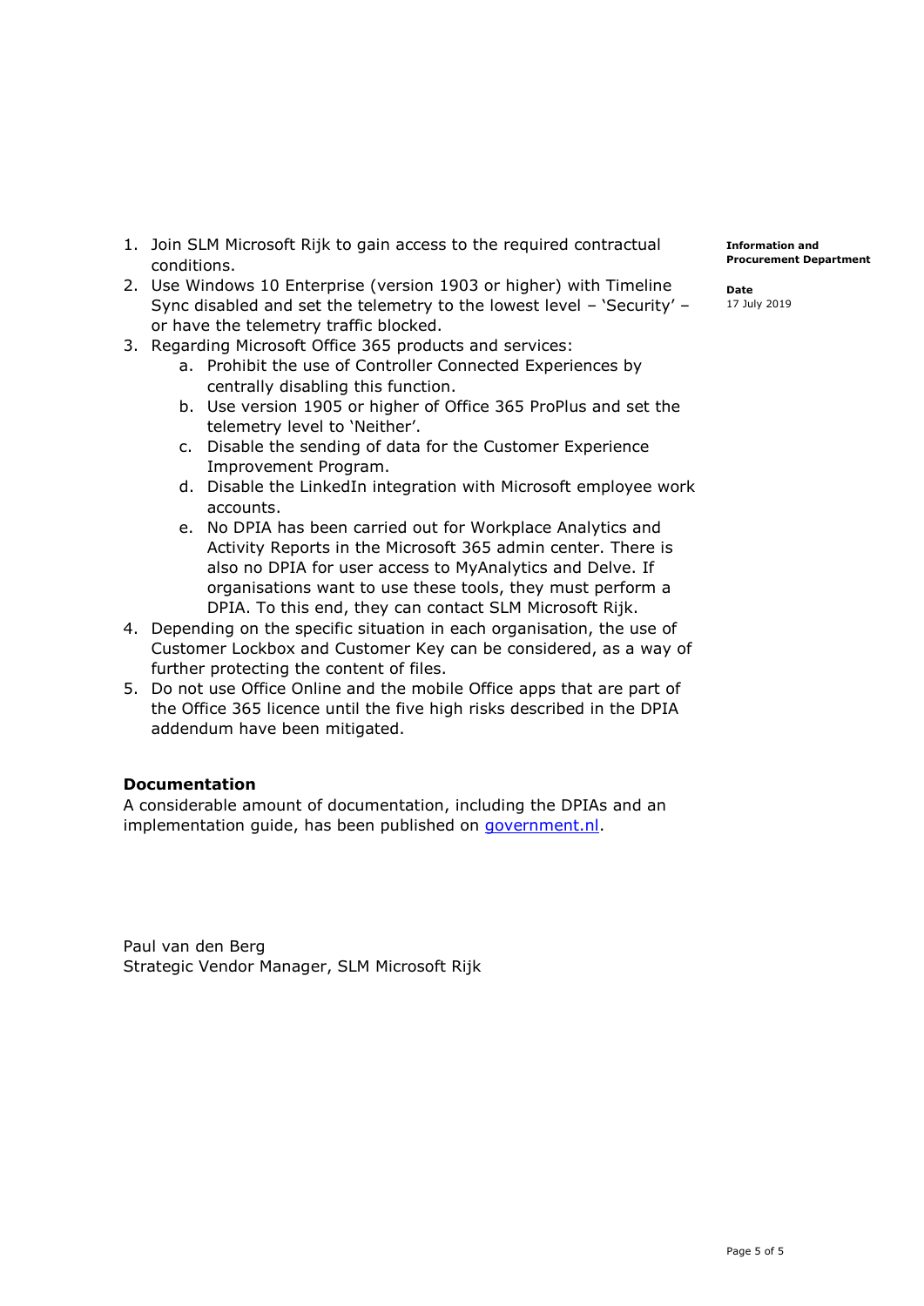1. Join SLM Microsoft Rijk to gain access to the required contractual conditions.
2. Use Windows 10 Enterprise (version 1903 or higher) with Timeline Sync disabled and set the telemetry to the lowest level – 'Security' – or have the telemetry traffic blocked.
3. Regarding Microsoft Office 365 products and services:
    a. Prohibit the use of Controller Connected Experiences by centrally disabling this function.
    b. Use version 1905 or higher of Office 365 ProPlus and set the telemetry level to 'Neither'.
    c. Disable the sending of data for the Customer Experience Improvement Program.
    d. Disable the LinkedIn integration with Microsoft employee work accounts.
    e. No DPIA has been carried out for Workplace Analytics and Activity Reports in the Microsoft 365 admin center. There is also no DPIA for user access to MyAnalytics and Delve. If organisations want to use these tools, they must perform a DPIA. To this end, they can contact SLM Microsoft Rijk.
4. Depending on the specific situation in each organisation, the use of Customer Lockbox and Customer Key can be considered, as a way of further protecting the content of files.
5. Do not use Office Online and the mobile Office apps that are part of the Office 365 licence until the five high risks described in the DPIA addendum have been mitigated.

**Documentation**

A considerable amount of documentation, including the DPIAs and an implementation guide, has been published on government.nl.

Paul van den Berg
Strategic Vendor Manager, SLM Microsoft Rijk